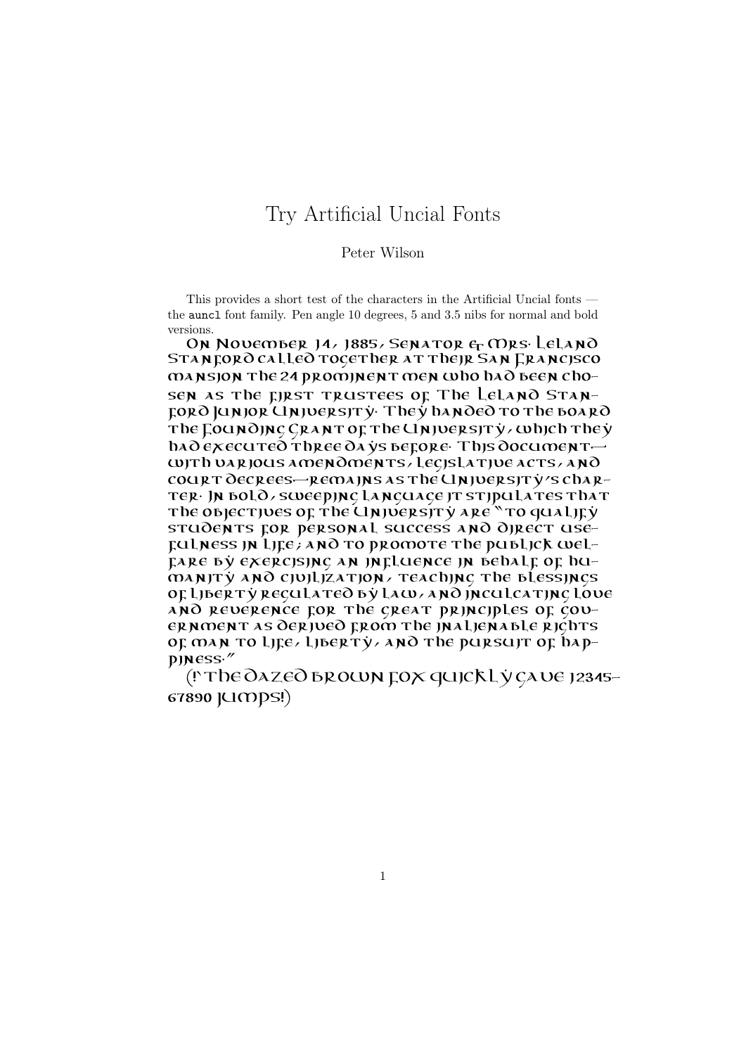# Try Artificial Uncial Fonts

Peter Wilson

This provides a short test of the characters in the Artificial Uncial fonts — the auncl font family. Pen angle 10 degrees, 5 and 3.5 nibs for normal and bold versions.

On November 14, 1885, Senator & Mrs. Leland Stanford called together at their San Francisco mansion the 24 prominent men who had been chosen as the first trustees of The Leland Stanford Junior University. They handed to the board the Founding Grant of the University, which they had executed three days before. This document—with various amendments, legislative acts, and court decrees—remains as the University's charter. In bold, sweeping language it stipulates that the objectives of the University are "to qualify students for personal success and direct usefulness in life; and to promote the publick welfare by exercising an influence in behalf of humanity and civilization, teaching the blessings of liberty regulated by law, and inculcating love and reverence for the great principles of government as derived from the inalienable rights of man to life, liberty, and the pursuit of happiness."

(! The dazed brown fox quickly gave 12345–67890 jumps!)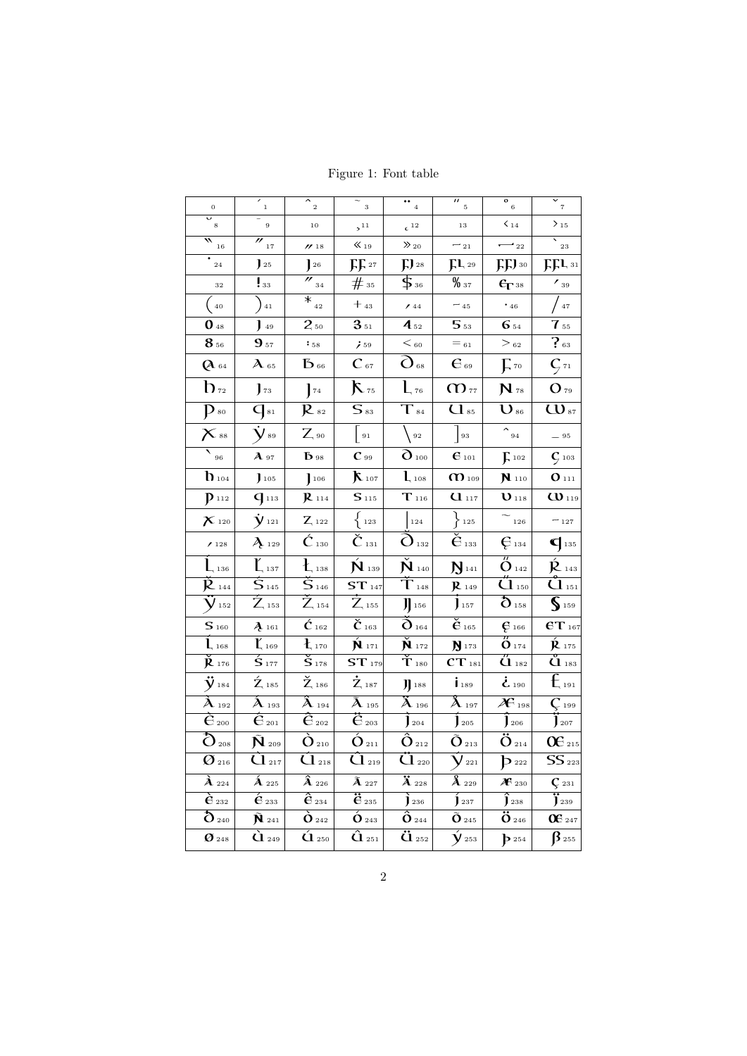Figure 1: Font table

| | | | | | | | |
|---|---|---|---|---|---|---|---|
| ´ 0 | ˊ 1 | ˆ 2 | ˜ 3 | ¨ 4 | ˝ 5 | ˚ 6 | ˇ 7 |
| ˘ 8 | ¯ 9 | 10 | ‚ 11 | ¸ 12 | 13 | ‹ 14 | › 15 |
| “ 16 | ” 17 | „ 18 | « 19 | » 20 | – 21 | — 22 | ` 23 |
| ˙ 24 | ȷ 25 | ȷ 26 | ff 27 | fi 28 | fl 29 | ffi 30 | ffl 31 |
| 32 | ! 33 | ″ 34 | # 35 | $ 36 | % 37 | & 38 | ′ 39 |
| ( 40 | ) 41 | * 42 | + 43 | , 44 | - 45 | . 46 | / 47 |
| 0 48 | 1 49 | 2 50 | 3 51 | 4 52 | 5 53 | 6 54 | 7 55 |
| 8 56 | 9 57 | : 58 | ; 59 | < 60 | = 61 | > 62 | ? 63 |
| @ 64 | A 65 | B 66 | C 67 | D 68 | E 69 | F 70 | G 71 |
| H 72 | I 73 | J 74 | K 75 | L 76 | M 77 | N 78 | O 79 |
| P 80 | Q 81 | R 82 | S 83 | T 84 | U 85 | V 86 | W 87 |
| X 88 | Y 89 | Z 90 | [ 91 | \ 92 | ] 93 | ^ 94 | _ 95 |
| ` 96 | a 97 | b 98 | c 99 | d 100 | e 101 | f 102 | g 103 |
| h 104 | i 105 | j 106 | k 107 | l 108 | m 109 | n 110 | o 111 |
| p 112 | q 113 | r 114 | s 115 | t 116 | u 117 | v 118 | w 119 |
| x 120 | y 121 | z 122 | { 123 | \| 124 | } 125 | ~ 126 | - 127 |
| , 128 | Ą 129 | Ć 130 | Č 131 | Ď 132 | Ě 133 | Ę 134 | Ğ 135 |
| Ĺ 136 | Ľ 137 | Ł 138 | Ń 139 | Ň 140 | Ŋ 141 | Ő 142 | Ŕ 143 |
| Ř 144 | Ś 145 | Š 146 | Ş 147 | Ť 148 | Ţ 149 | Ű 150 | Ů 151 |
| Ÿ 152 | Ź 153 | Ž 154 | Ż 155 | Ĳ 156 | İ 157 | đ 158 | § 159 |
| ą 160 | ą 161 | ć 162 | č 163 | ď 164 | ě 165 | ę 166 | ğ 167 |
| ĺ 168 | ľ 169 | ł 170 | ń 171 | ň 172 | ŋ 173 | ő 174 | ŕ 175 |
| ř 176 | ś 177 | š 178 | ş 179 | ť 180 | ţ 181 | ű 182 | ů 183 |
| ÿ 184 | ź 185 | ž 186 | ż 187 | ĳ 188 | ¡ 189 | ¿ 190 | £ 191 |
| À 192 | Á 193 | Â 194 | Ã 195 | Ä 196 | Å 197 | Æ 198 | Ç 199 |
| È 200 | É 201 | Ê 202 | Ë 203 | Ì 204 | Í 205 | Î 206 | Ï 207 |
| Ð 208 | Ñ 209 | Ò 210 | Ó 211 | Ô 212 | Õ 213 | Ö 214 | Œ 215 |
| Ø 216 | Ù 217 | Ú 218 | Û 219 | Ü 220 | Ý 221 | Þ 222 | SS 223 |
| à 224 | á 225 | â 226 | ã 227 | ä 228 | å 229 | æ 230 | ç 231 |
| è 232 | é 233 | ê 234 | ë 235 | ì 236 | í 237 | î 238 | ï 239 |
| ð 240 | ñ 241 | ò 242 | ó 243 | ô 244 | õ 245 | ö 246 | œ 247 |
| ø 248 | ù 249 | ú 250 | û 251 | ü 252 | ý 253 | þ 254 | ß 255 |